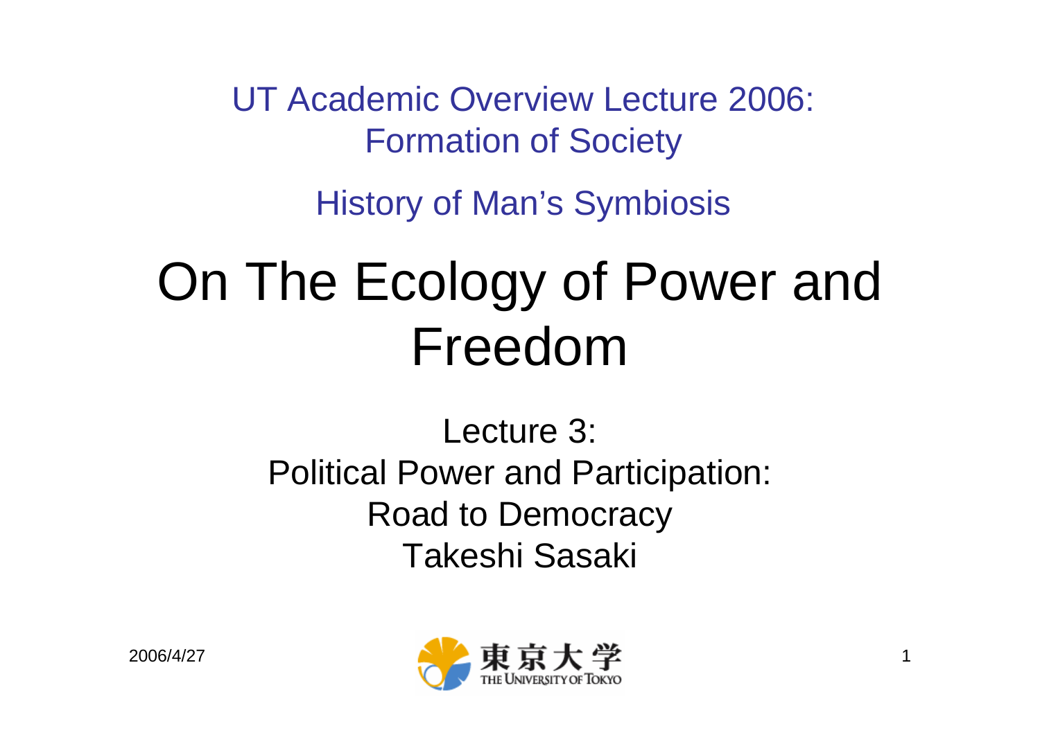UT Academic Overview Lecture 2006:
Formation of Society

History of Man's Symbiosis

# On The Ecology of Power and Freedom

Lecture 3:
Political Power and Participation:
Road to Democracy
Takeshi Sasaki

東京大学
THE UNIVERSITY OF TOKYO

2006/4/27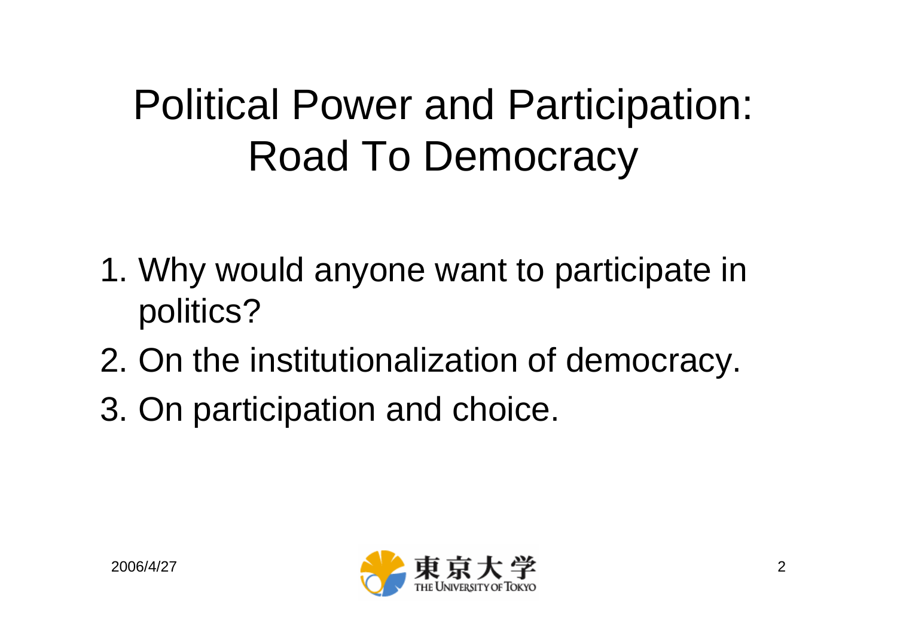# Political Power and Participation: Road To Democracy

1. Why would anyone want to participate in politics?
2. On the institutionalization of democracy.
3. On participation and choice.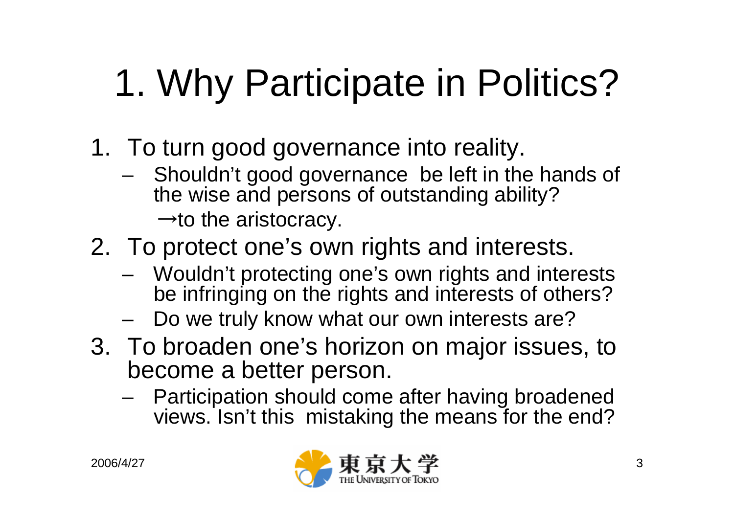# 1. Why Participate in Politics?

1. To turn good governance into reality.
   - Shouldn't good governance be left in the hands of the wise and persons of outstanding ability?

     →to the aristocracy.
2. To protect one's own rights and interests.
   - Wouldn't protecting one's own rights and interests be infringing on the rights and interests of others?
   - Do we truly know what our own interests are?
3. To broaden one's horizon on major issues, to become a better person.
   - Participation should come after having broadened views. Isn't this mistaking the means for the end?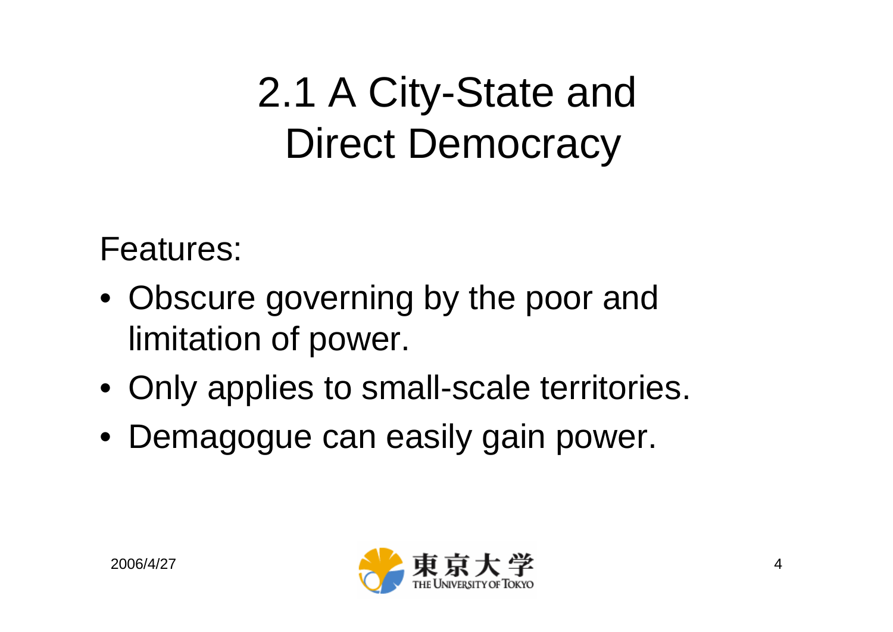# 2.1 A City-State and Direct Democracy

Features:

- Obscure governing by the poor and limitation of power.
- Only applies to small-scale territories.
- Demagogue can easily gain power.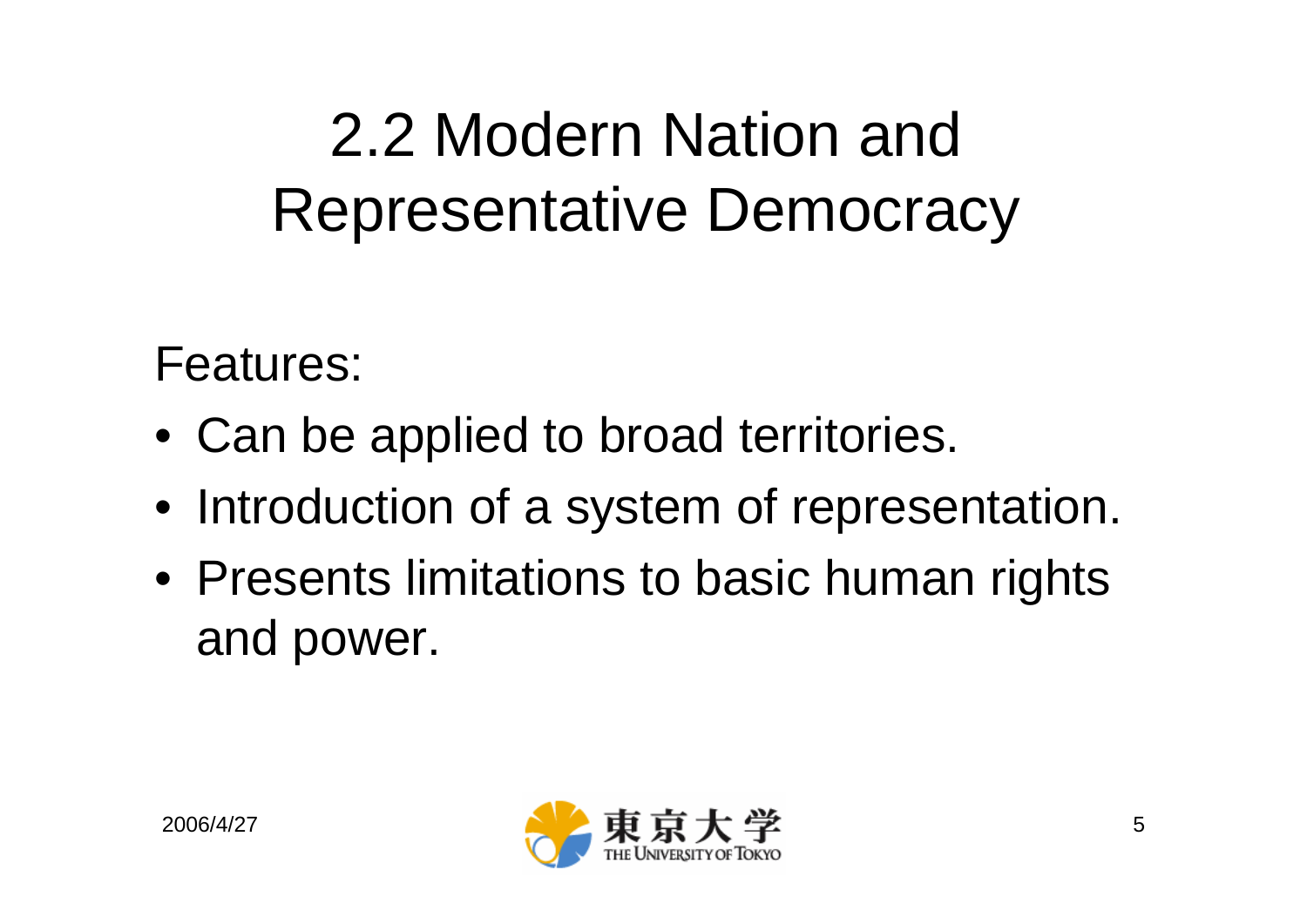# 2.2 Modern Nation and Representative Democracy

Features:

- Can be applied to broad territories.
- Introduction of a system of representation.
- Presents limitations to basic human rights and power.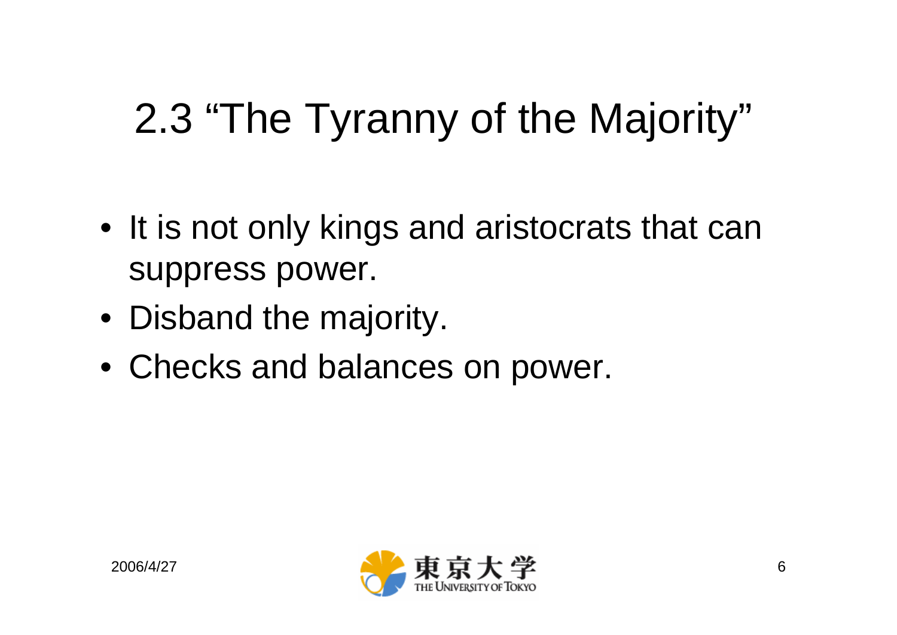# 2.3 "The Tyranny of the Majority"

- It is not only kings and aristocrats that can suppress power.
- Disband the majority.
- Checks and balances on power.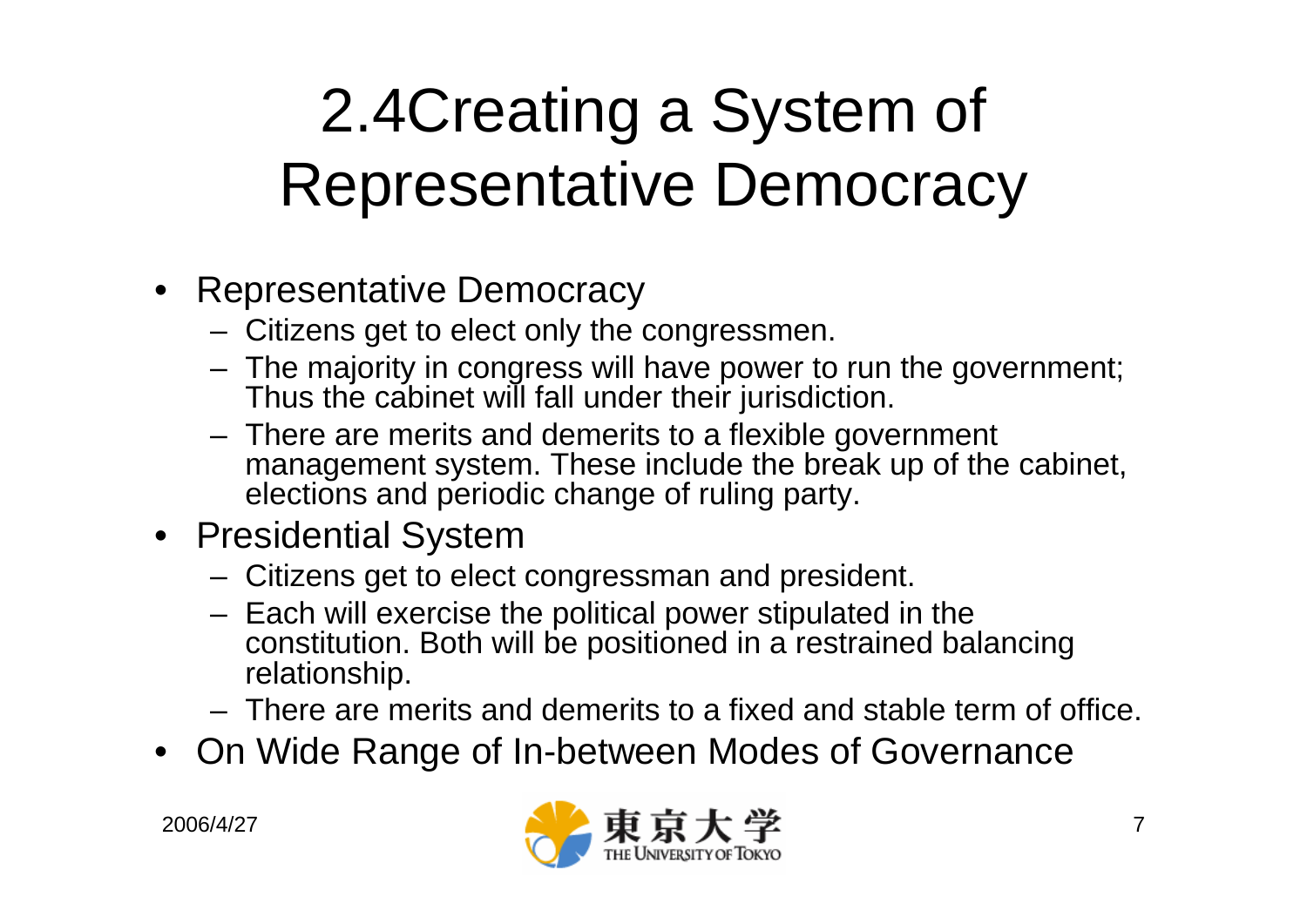# 2.4Creating a System of Representative Democracy

- Representative Democracy
  - Citizens get to elect only the congressmen.
  - The majority in congress will have power to run the government; Thus the cabinet will fall under their jurisdiction.
  - There are merits and demerits to a flexible government management system. These include the break up of the cabinet, elections and periodic change of ruling party.
- Presidential System
  - Citizens get to elect congressman and president.
  - Each will exercise the political power stipulated in the constitution. Both will be positioned in a restrained balancing relationship.
  - There are merits and demerits to a fixed and stable term of office.
- On Wide Range of In-between Modes of Governance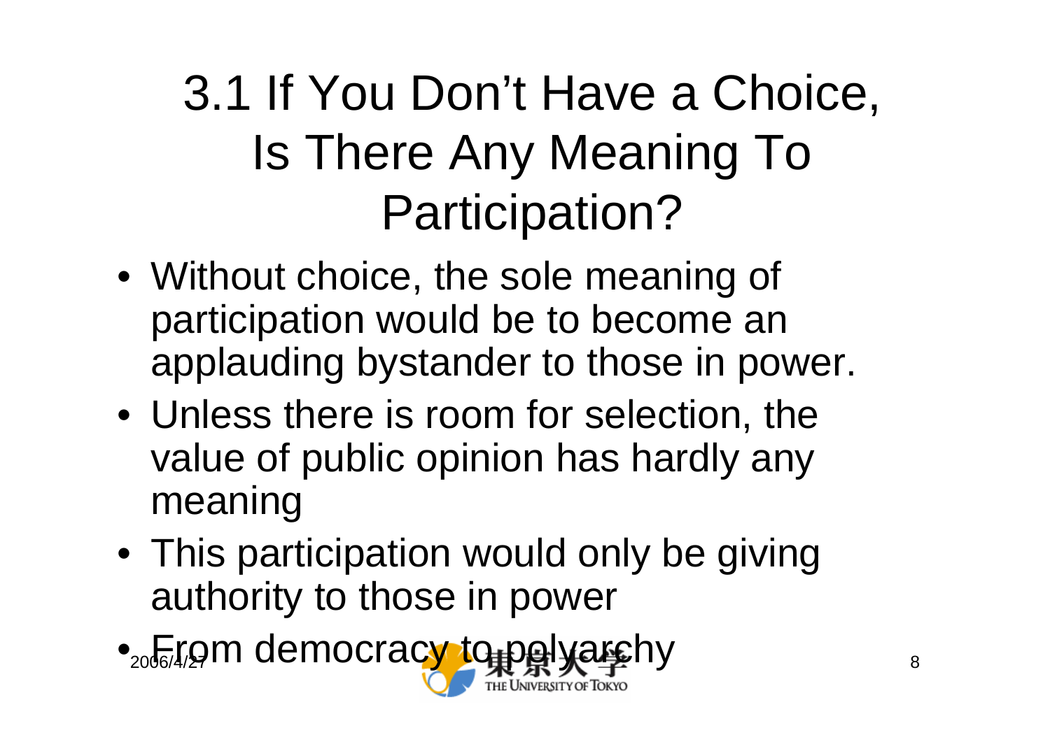# 3.1 If You Don't Have a Choice, Is There Any Meaning To Participation?

- Without choice, the sole meaning of participation would be to become an applauding bystander to those in power.
- Unless there is room for selection, the value of public opinion has hardly any meaning
- This participation would only be giving authority to those in power
- From democracy to polyarchy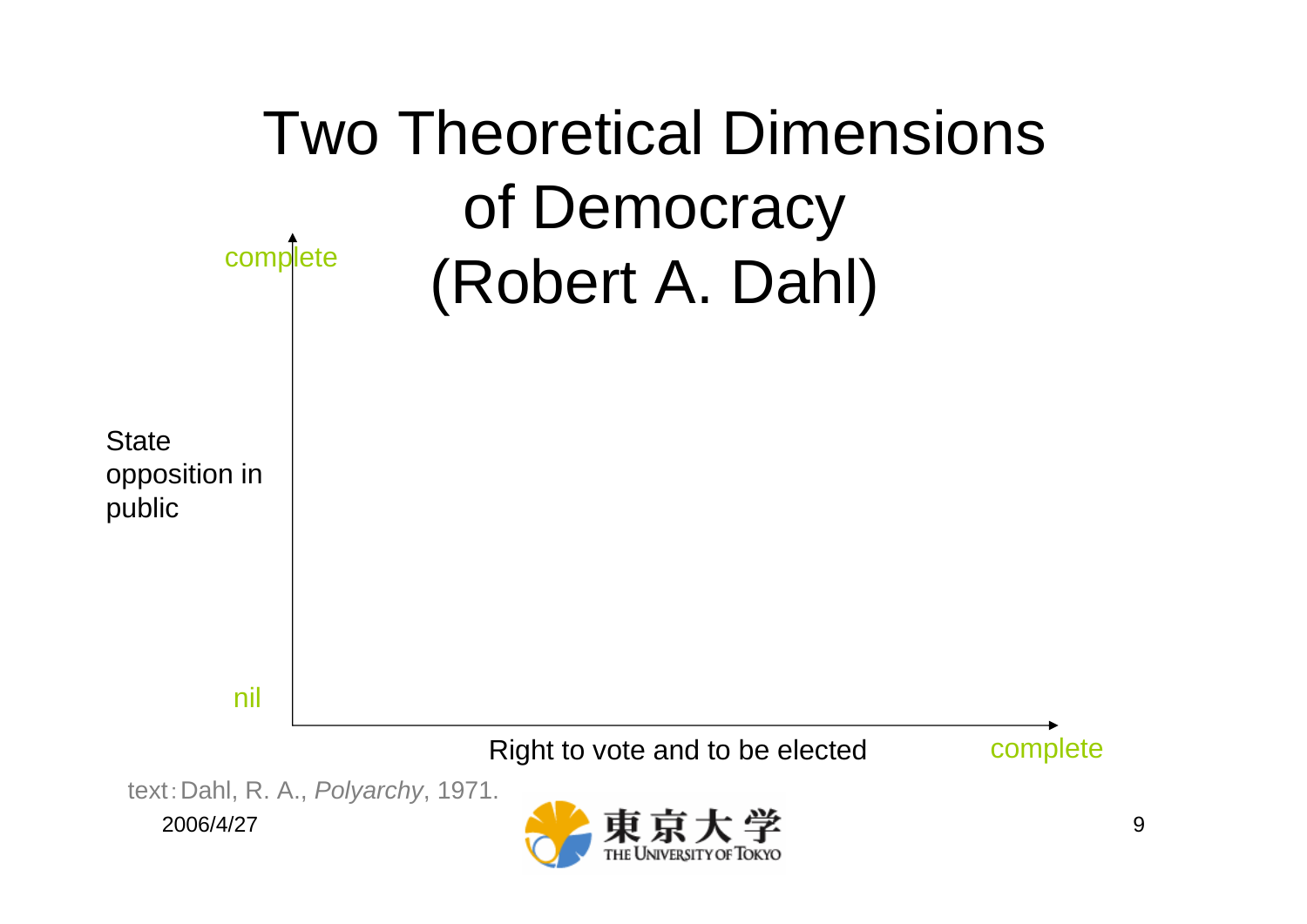# Two Theoretical Dimensions of Democracy (Robert A. Dahl)

complete

State opposition in public

nil

Right to vote and to be elected

complete

text：Dahl, R. A., *Polyarchy*, 1971.

2006/4/27

東京大学 THE UNIVERSITY OF TOKYO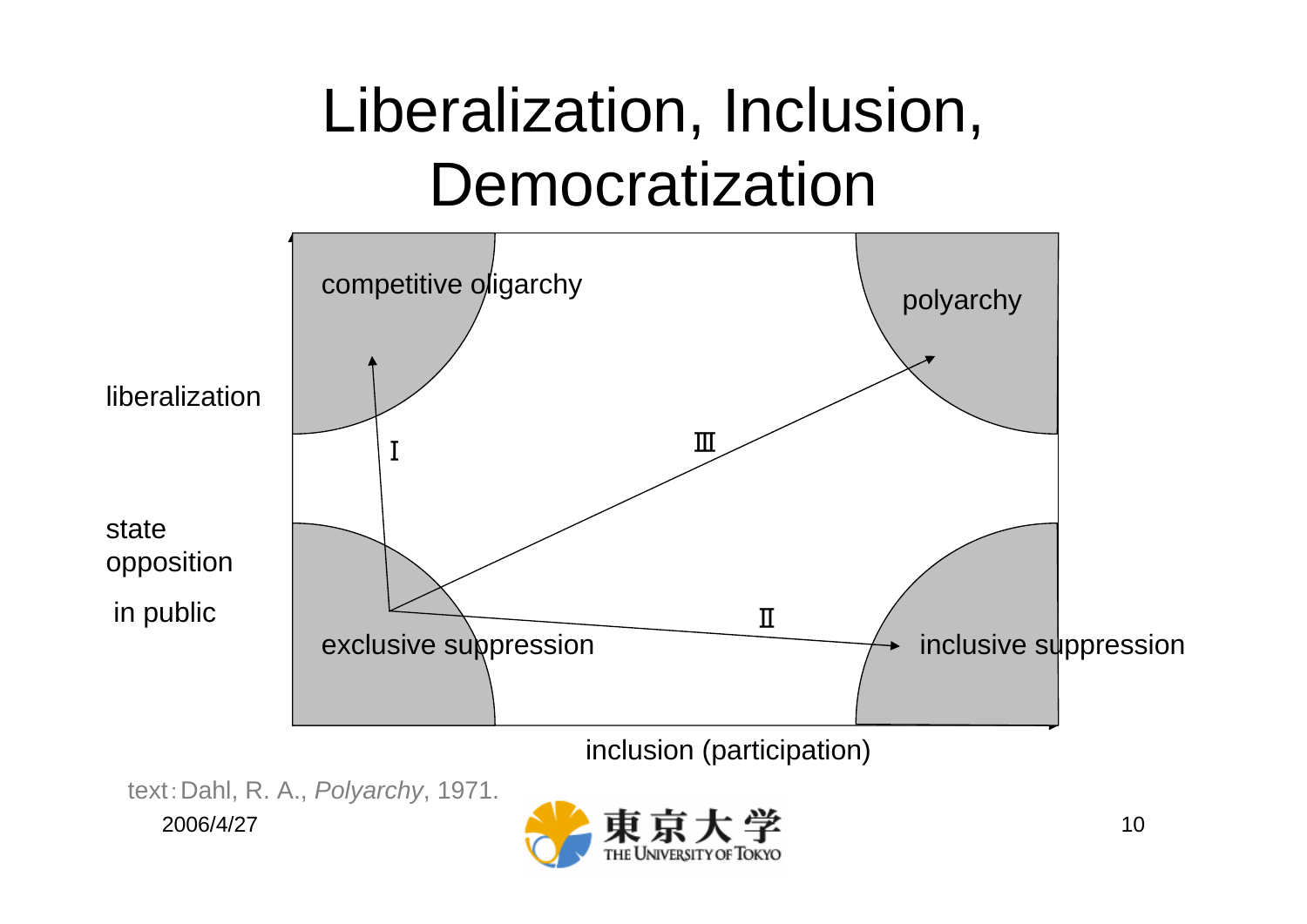# Liberalization, Inclusion, Democratization

competitive oligarchy

polyarchy

liberalization

Ⅰ

Ⅲ

state opposition in public

Ⅱ

exclusive suppression

inclusive suppression

inclusion (participation)

text：Dahl, R. A., *Polyarchy*, 1971.

2006/4/27

東京大学 THE UNIVERSITY OF TOKYO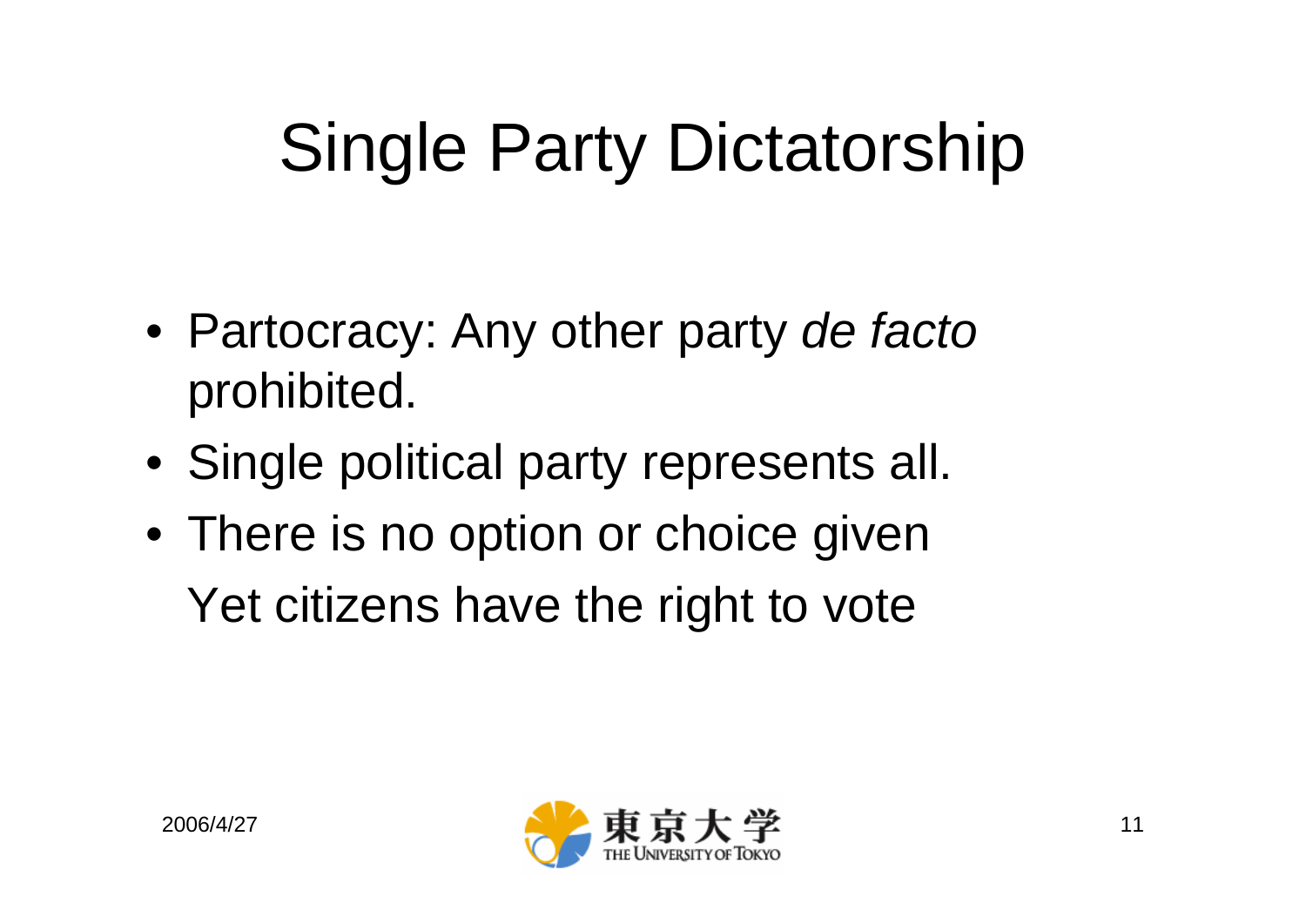# Single Party Dictatorship

- Partocracy: Any other party *de facto* prohibited.
- Single political party represents all.
- There is no option or choice given
  Yet citizens have the right to vote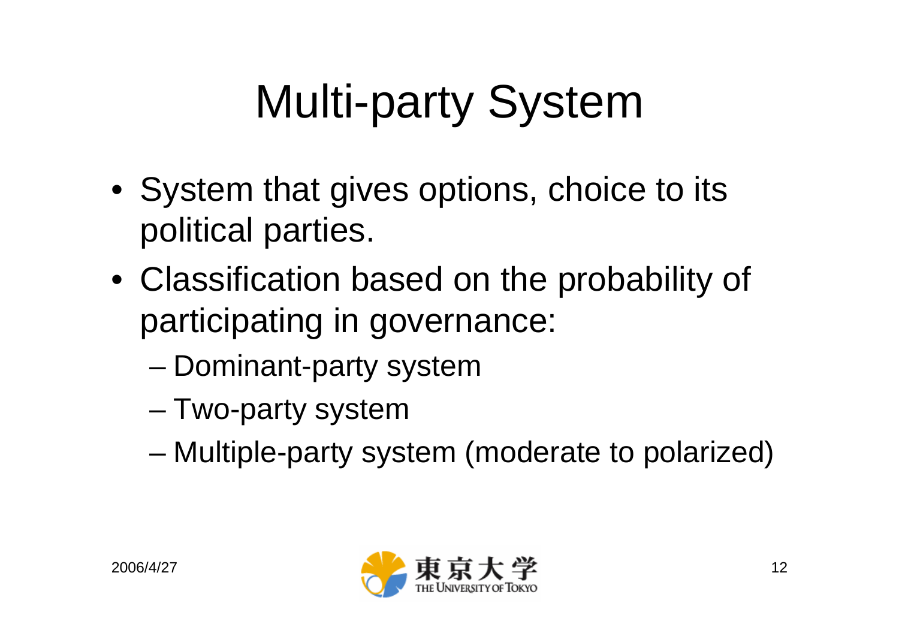# Multi-party System

- System that gives options, choice to its political parties.
- Classification based on the probability of participating in governance:
  - Dominant-party system
  - Two-party system
  - Multiple-party system (moderate to polarized)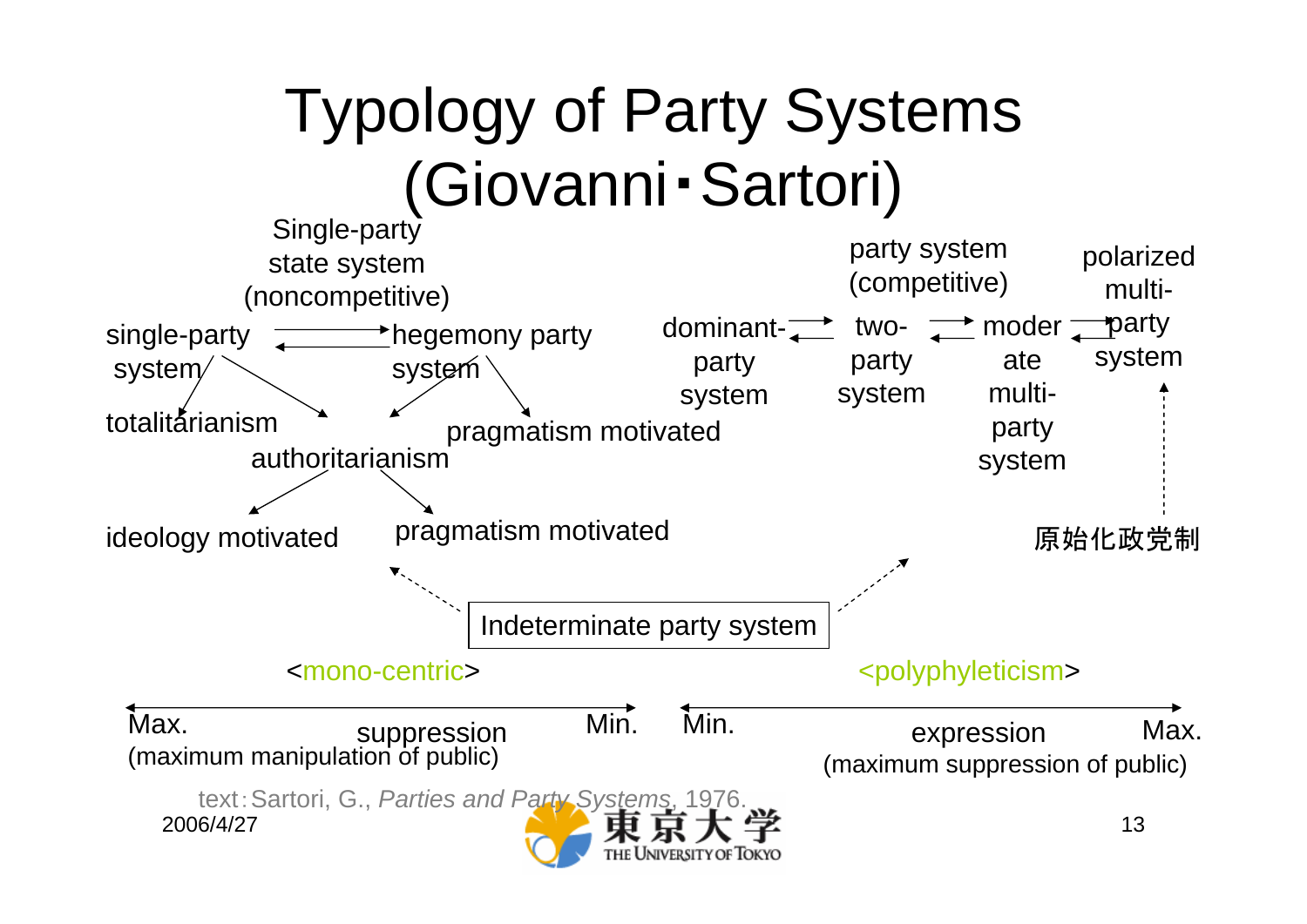# Typology of Party Systems (Giovanni・Sartori)

Single-party state system (noncompetitive)

single-party system ⇄ hegemony party system

- single-party system → totalitarianism
- single-party system → authoritarianism
- hegemony party system → authoritarianism
- hegemony party system → pragmatism motivated

authoritarianism

- ideology motivated
- pragmatism motivated

party system (competitive)

dominant-party system ⇄ two-party system ⇄ moderate multi-party system ⇄ polarized multi-party system

原始化政党制 → polarized multi-party system

Indeterminate party system

<mono-centric>

Max. ← suppression → Min.

(maximum manipulation of public)

<polyphyleticism>

Min. ← expression → Max.

(maximum suppression of public)

text：Sartori, G., *Parties and Party Systems*, 1976.

2006/4/27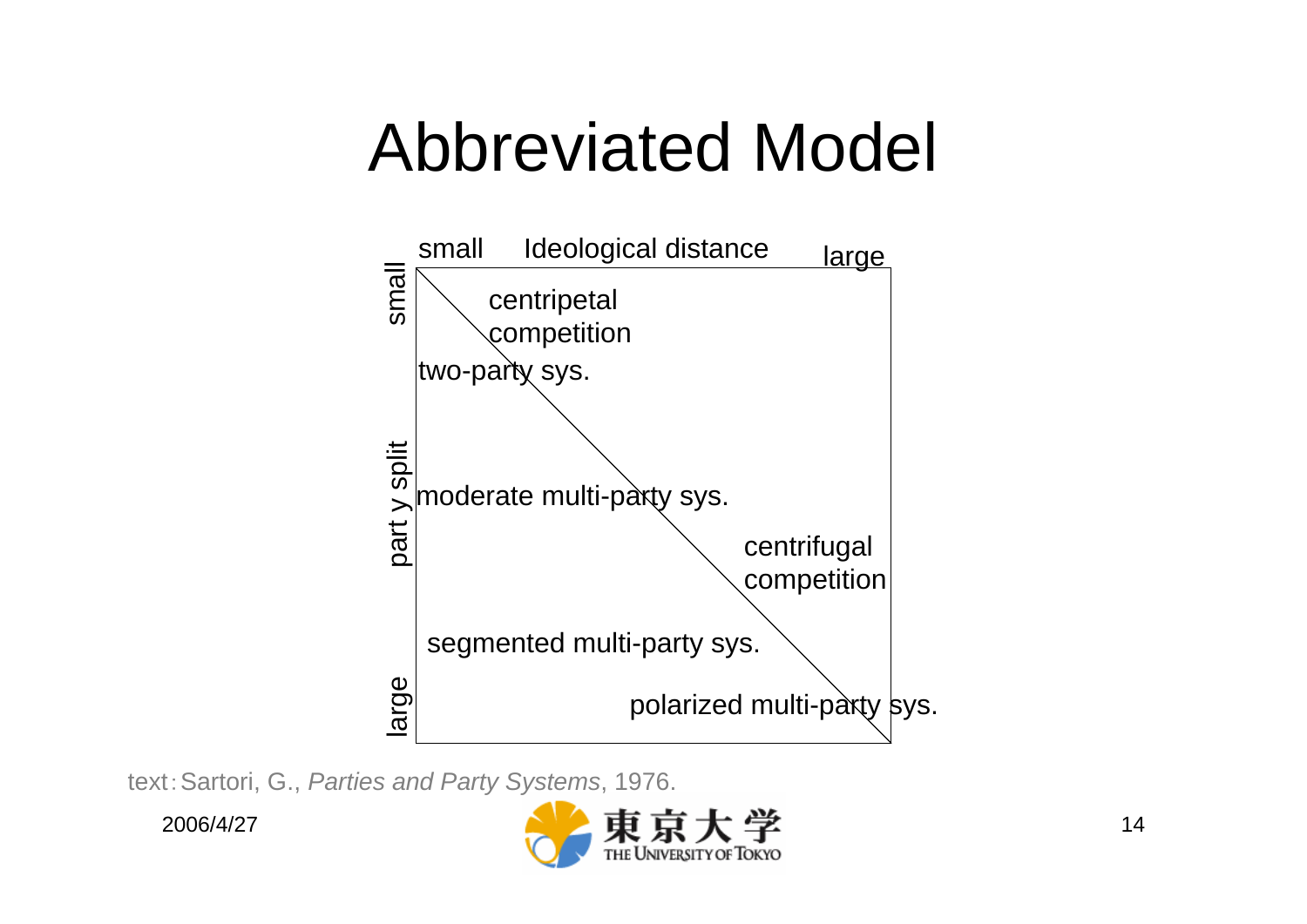# Abbreviated Model

small Ideological distance large

small

part y split

large

centripetal competition

two-party sys.

moderate multi-party sys.

centrifugal competition

segmented multi-party sys.

polarized multi-party sys.

text：Sartori, G., *Parties and Party Systems*, 1976.

2006/4/27